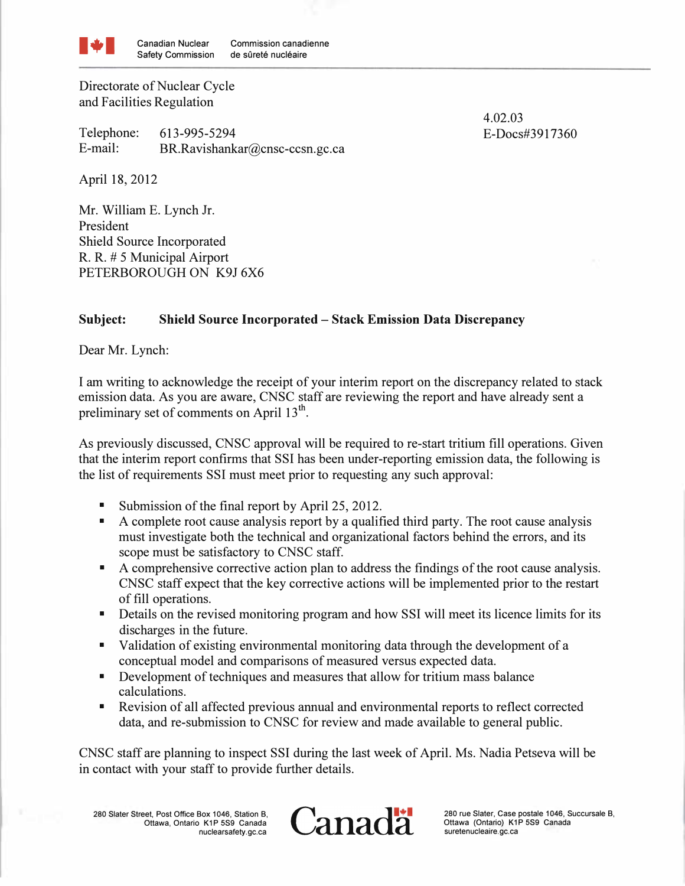Canadian Nuclear Safety Commission | Commission canadienne de sûreté nucléaire

Directorate of Nuclear Cycle
and Facilities Regulation

Telephone: 613-995-5294
E-mail: BR.Ravishankar@cnsc-ccsn.gc.ca

4.02.03
E-Docs#3917360

April 18, 2012

Mr. William E. Lynch Jr.
President
Shield Source Incorporated
R. R. # 5 Municipal Airport
PETERBOROUGH ON K9J 6X6

**Subject: Shield Source Incorporated – Stack Emission Data Discrepancy**

Dear Mr. Lynch:

I am writing to acknowledge the receipt of your interim report on the discrepancy related to stack emission data. As you are aware, CNSC staff are reviewing the report and have already sent a preliminary set of comments on April 13th.

As previously discussed, CNSC approval will be required to re-start tritium fill operations. Given that the interim report confirms that SSI has been under-reporting emission data, the following is the list of requirements SSI must meet prior to requesting any such approval:

- Submission of the final report by April 25, 2012.
- A complete root cause analysis report by a qualified third party. The root cause analysis must investigate both the technical and organizational factors behind the errors, and its scope must be satisfactory to CNSC staff.
- A comprehensive corrective action plan to address the findings of the root cause analysis. CNSC staff expect that the key corrective actions will be implemented prior to the restart of fill operations.
- Details on the revised monitoring program and how SSI will meet its licence limits for its discharges in the future.
- Validation of existing environmental monitoring data through the development of a conceptual model and comparisons of measured versus expected data.
- Development of techniques and measures that allow for tritium mass balance calculations.
- Revision of all affected previous annual and environmental reports to reflect corrected data, and re-submission to CNSC for review and made available to general public.

CNSC staff are planning to inspect SSI during the last week of April. Ms. Nadia Petseva will be in contact with your staff to provide further details.

280 Slater Street, Post Office Box 1046, Station B, Ottawa, Ontario K1P 5S9 Canada, nuclearsafety.gc.ca | Canada | 280 rue Slater, Case postale 1046, Succursale B, Ottawa (Ontario) K1P 5S9 Canada, suretenucleaire.gc.ca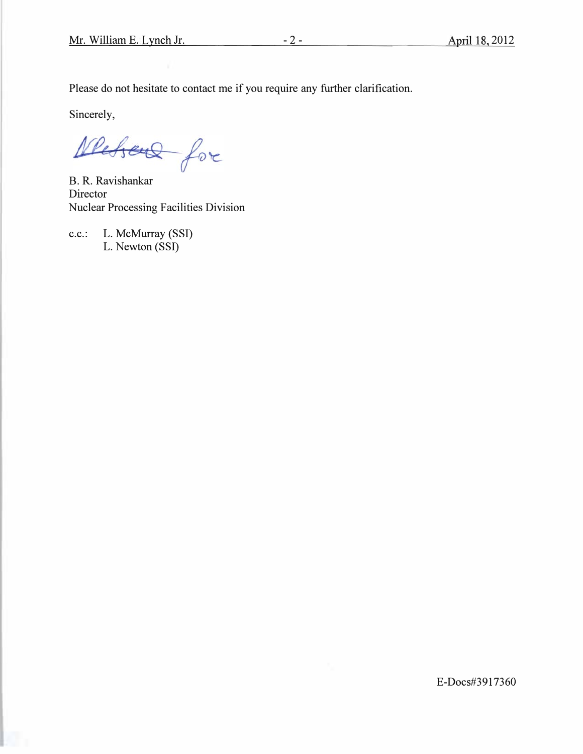Please do not hesitate to contact me if you require any further clarification.

Sincerely,

B. R. Ravishankar
Director
Nuclear Processing Facilities Division

c.c.: L. McMurray (SSI)
L. Newton (SSI)

E-Docs#3917360